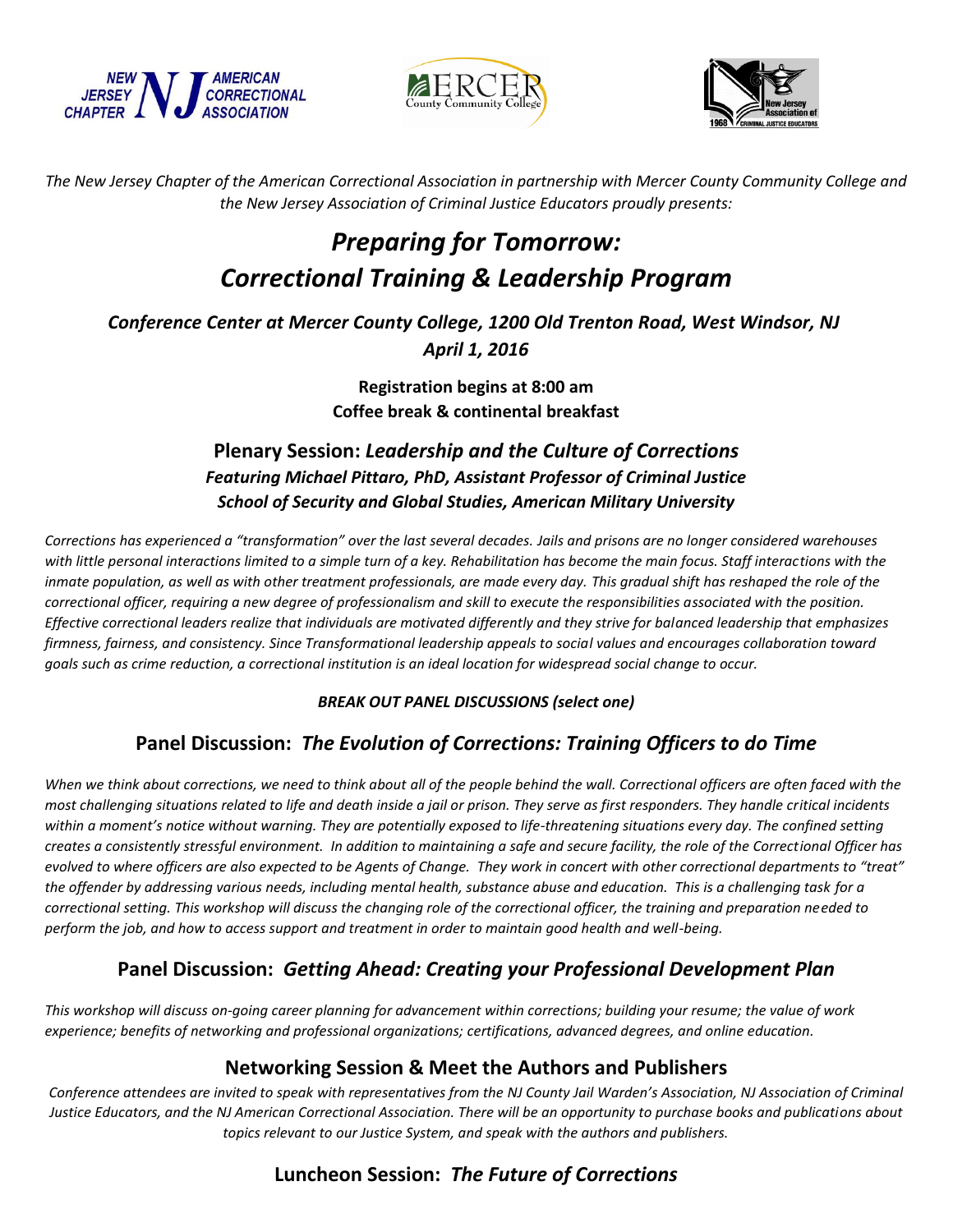NEW JERSEY CHAPTER AMERICAN CORRECTIONAL ASSOCIATION

MERCER County Community College

New Jersey Association of Criminal Justice Educators 1968

*The New Jersey Chapter of the American Correctional Association in partnership with Mercer County Community College and the New Jersey Association of Criminal Justice Educators proudly presents:*

# *Preparing for Tomorrow: Correctional Training & Leadership Program*

### *Conference Center at Mercer County College, 1200 Old Trenton Road, West Windsor, NJ April 1, 2016*

**Registration begins at 8:00 am**
**Coffee break & continental breakfast**

## Plenary Session: *Leadership and the Culture of Corrections*

***Featuring Michael Pittaro, PhD, Assistant Professor of Criminal Justice***
***School of Security and Global Studies, American Military University***

*Corrections has experienced a "transformation" over the last several decades. Jails and prisons are no longer considered warehouses with little personal interactions limited to a simple turn of a key. Rehabilitation has become the main focus. Staff interactions with the inmate population, as well as with other treatment professionals, are made every day. This gradual shift has reshaped the role of the correctional officer, requiring a new degree of professionalism and skill to execute the responsibilities associated with the position. Effective correctional leaders realize that individuals are motivated differently and they strive for balanced leadership that emphasizes firmness, fairness, and consistency. Since Transformational leadership appeals to social values and encourages collaboration toward goals such as crime reduction, a correctional institution is an ideal location for widespread social change to occur.*

***BREAK OUT PANEL DISCUSSIONS (select one)***

## Panel Discussion: *The Evolution of Corrections: Training Officers to do Time*

*When we think about corrections, we need to think about all of the people behind the wall. Correctional officers are often faced with the most challenging situations related to life and death inside a jail or prison. They serve as first responders. They handle critical incidents within a moment's notice without warning. They are potentially exposed to life-threatening situations every day. The confined setting creates a consistently stressful environment. In addition to maintaining a safe and secure facility, the role of the Correctional Officer has evolved to where officers are also expected to be Agents of Change. They work in concert with other correctional departments to "treat" the offender by addressing various needs, including mental health, substance abuse and education. This is a challenging task for a correctional setting. This workshop will discuss the changing role of the correctional officer, the training and preparation needed to perform the job, and how to access support and treatment in order to maintain good health and well-being.*

## Panel Discussion: *Getting Ahead: Creating your Professional Development Plan*

*This workshop will discuss on-going career planning for advancement within corrections; building your resume; the value of work experience; benefits of networking and professional organizations; certifications, advanced degrees, and online education.*

## Networking Session & Meet the Authors and Publishers

*Conference attendees are invited to speak with representatives from the NJ County Jail Warden's Association, NJ Association of Criminal Justice Educators, and the NJ American Correctional Association. There will be an opportunity to purchase books and publications about topics relevant to our Justice System, and speak with the authors and publishers.*

## Luncheon Session: *The Future of Corrections*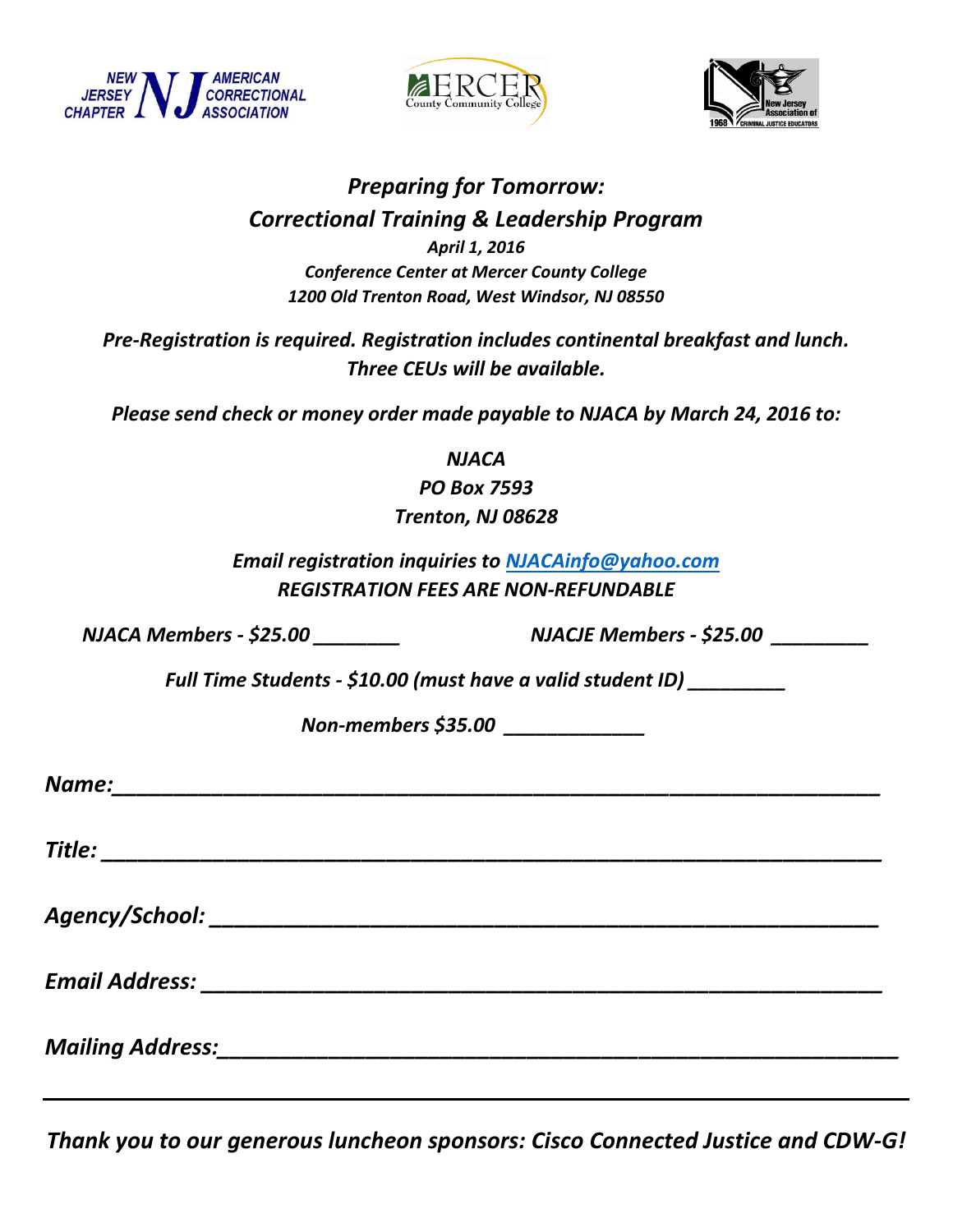NEW JERSEY CHAPTER NJ AMERICAN CORRECTIONAL ASSOCIATION

MERCER County Community College

New Jersey Association of Criminal Justice Educators 1968

# *Preparing for Tomorrow:*
# *Correctional Training & Leadership Program*

***April 1, 2016***
***Conference Center at Mercer County College***
***1200 Old Trenton Road, West Windsor, NJ 08550***

***Pre-Registration is required. Registration includes continental breakfast and lunch. Three CEUs will be available.***

***Please send check or money order made payable to NJACA by March 24, 2016 to:***

***NJACA***
***PO Box 7593***
***Trenton, NJ 08628***

***Email registration inquiries to NJACAinfo@yahoo.com***
***REGISTRATION FEES ARE NON-REFUNDABLE***

***NJACA Members - $25.00 ________***  ***NJACJE Members - $25.00 _________***

***Full Time Students - $10.00 (must have a valid student ID) _________***

***Non-members $35.00 _____________***

***Name:___________________________________________________________***

***Title: __________________________________________________________***

***Agency/School: ___________________________________________________***

***Email Address: ____________________________________________________***

***Mailing Address:____________________________________________________***

---

***Thank you to our generous luncheon sponsors: Cisco Connected Justice and CDW-G!***